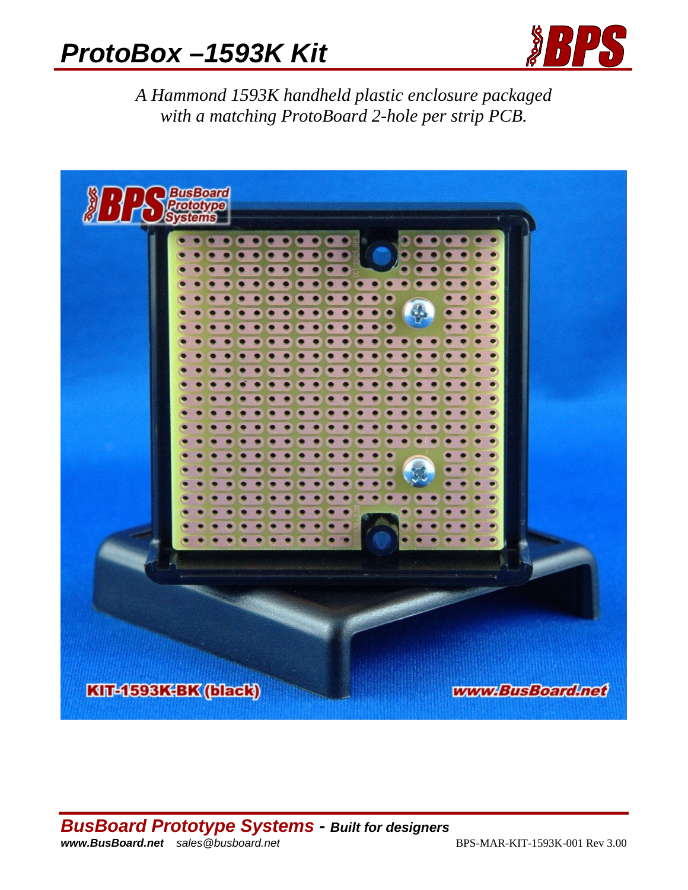# ProtoBox –1593K Kit

*A Hammond 1593K handheld plastic enclosure packaged with a matching ProtoBoard 2-hole per strip PCB.*

KIT-1593K-BK (black)

www.BusBoard.net

***BusBoard Prototype Systems - Built for designers***

***www.BusBoard.net*** *sales@busboard.net*

BPS-MAR-KIT-1593K-001 Rev 3.00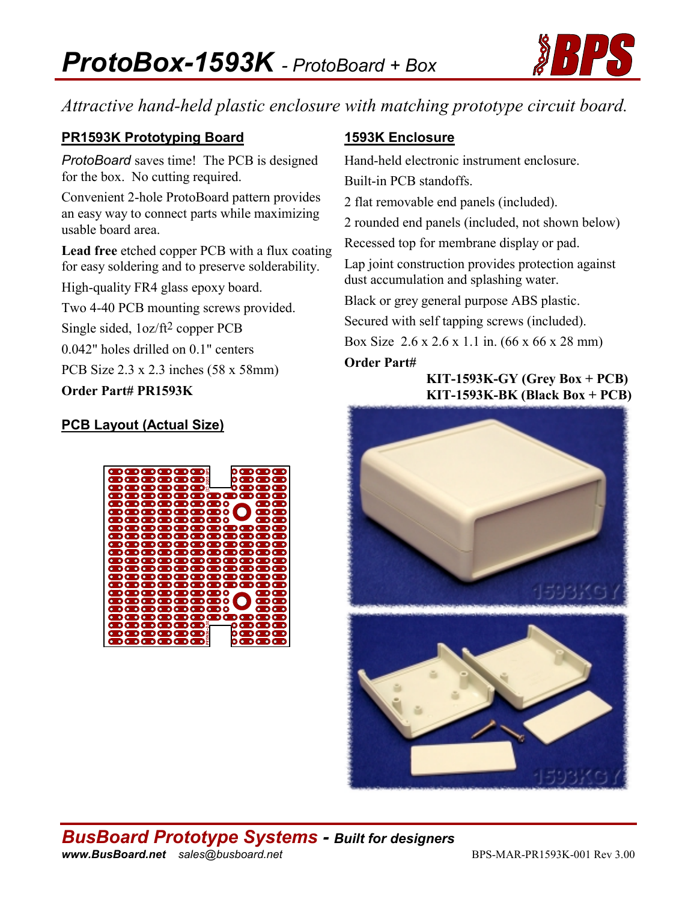# *ProtoBox-1593K* - *ProtoBoard + Box*

*Attractive hand-held plastic enclosure with matching prototype circuit board.*

## PR1593K Prototyping Board

*ProtoBoard* saves time! The PCB is designed for the box. No cutting required.

Convenient 2-hole ProtoBoard pattern provides an easy way to connect parts while maximizing usable board area.

**Lead free** etched copper PCB with a flux coating for easy soldering and to preserve solderability.

High-quality FR4 glass epoxy board.

Two 4-40 PCB mounting screws provided.

Single sided, 1oz/ft$^2$ copper PCB

0.042" holes drilled on 0.1" centers

PCB Size 2.3 x 2.3 inches (58 x 58mm)

**Order Part# PR1593K**

## PCB Layout (Actual Size)

## 1593K Enclosure

Hand-held electronic instrument enclosure.

Built-in PCB standoffs.

2 flat removable end panels (included).

2 rounded end panels (included, not shown below)

Recessed top for membrane display or pad.

Lap joint construction provides protection against dust accumulation and splashing water.

Black or grey general purpose ABS plastic.

Secured with self tapping screws (included).

Box Size 2.6 x 2.6 x 1.1 in. (66 x 66 x 28 mm)

**Order Part#**

**KIT-1593K-GY (Grey Box + PCB)**
**KIT-1593K-BK (Black Box + PCB)**

***BusBoard Prototype Systems - Built for designers***
***www.BusBoard.net*** *sales@busboard.net*

BPS-MAR-PR1593K-001 Rev 3.00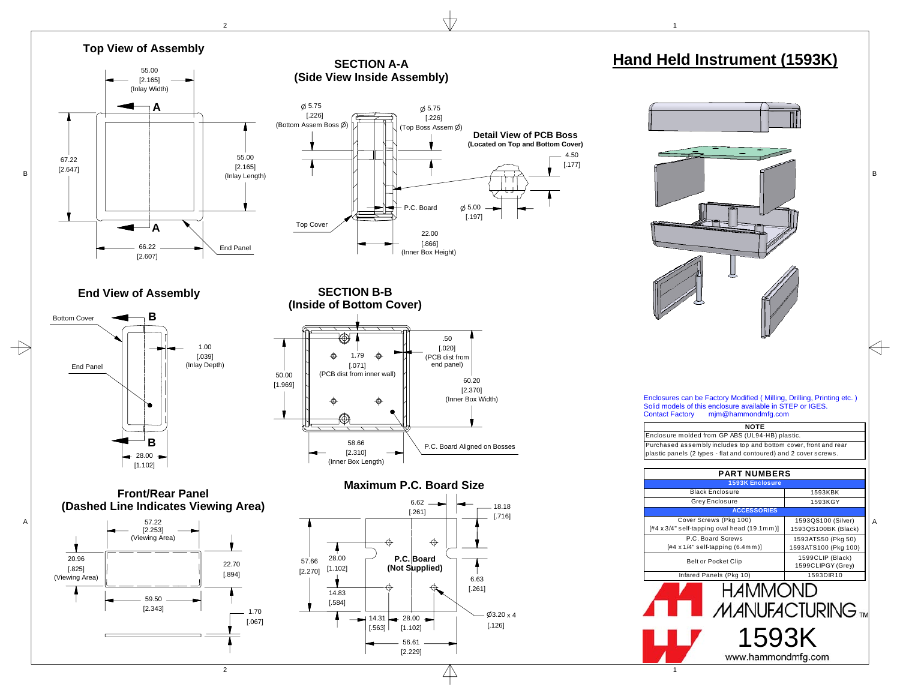# Hand Held Instrument (1593K)

## Top View of Assembly

55.00
[2.165]
(Inlay Width)

67.22
[2.647]

55.00
[2.165]
(Inlay Length)

66.22
[2.607]

End Panel

## SECTION A-A
## (Side View Inside Assembly)

Ø 5.75
[.226]
(Bottom Assem Boss Ø)

Ø 5.75
[.226]
(Top Boss Assem Ø)

P.C. Board

Top Cover

22.00
[.866]
(Inner Box Height)

### Detail View of PCB Boss
**(Located on Top and Bottom Cover)**

4.50
[.177]

Ø 5.00
[.197]

## End View of Assembly

Bottom Cover

End Panel

1.00
[.039]
(Inlay Depth)

28.00
[1.102]

## SECTION B-B
## (Inside of Bottom Cover)

50.00
[1.969]

1.79
[.071]
(PCB dist from inner wall)

.50
[.020]
(PCB dist from end panel)

60.20
[2.370]
(Inner Box Width)

58.66
[2.310]
(Inner Box Length)

P.C. Board Aligned on Bosses

## Front/Rear Panel
## (Dashed Line Indicates Viewing Area)

57.22
[2.253]
(Viewing Area)

20.96
[.825]
(Viewing Area)

22.70
[.894]

59.50
[2.343]

1.70
[.067]

## Maximum P.C. Board Size

6.62
[.261]

18.18
[.716]

57.66
[2.270]

28.00
[1.102]

14.83
[.584]

**P.C. Board**
**(Not Supplied)**

6.63
[.261]

14.31
[.563]

28.00
[1.102]

Ø3.20 x 4
[.126]

56.61
[2.229]

Enclosures can be Factory Modified ( Milling, Drilling, Printing etc. )
Solid models of this enclosure available in STEP or IGES.
Contact Factory mjm@hammondmfg.com

| NOTE |
|---|
| Enclosure molded from GP ABS (UL94-HB) plastic. |
| Purchased assembly includes top and bottom cover, front and rear plastic panels (2 types - flat and contoured) and 2 cover screws. |

| PART NUMBERS | |
|---|---|
| **1593K Enclosure** | |
| Black Enclosure | 1593KBK |
| Grey Enclosure | 1593KGY |
| **ACCESSORIES** | |
| Cover Screws (Pkg 100) [#4 x 3/4" self-tapping oval head (19.1mm)] | 1593QS100 (Silver) 1593QS100BK (Black) |
| P.C. Board Screws [#4 x 1/4" self-tapping (6.4mm)] | 1593ATS50 (Pkg 50) 1593ATS100 (Pkg 100) |
| Belt or Pocket Clip | 1599CLIP (Black) 1599CLIPGY (Grey) |
| Infared Panels (Pkg 10) | 1593DIR10 |

HAMMOND MANUFACTURING™
1593K
www.hammondmfg.com